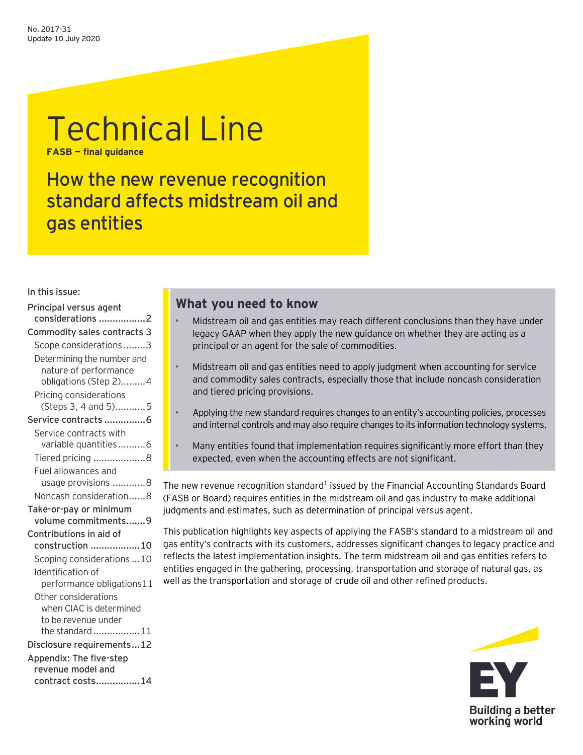No. 2017-31
Update 10 July 2020

# Technical Line

**FASB — final guidance**

## How the new revenue recognition standard affects midstream oil and gas entities

In this issue:

- Principal versus agent considerations ..................2
- Commodity sales contracts 3
  - Scope considerations ........3
  - Determining the number and nature of performance obligations (Step 2).........4
  - Pricing considerations (Steps 3, 4 and 5)...........5
- Service contracts ...............6
  - Service contracts with variable quantities..........6
  - Tiered pricing ...................8
  - Fuel allowances and usage provisions ...........8
  - Noncash consideration......8
- Take-or-pay or minimum volume commitments.......9
- Contributions in aid of construction ..................10
  - Scoping considerations ...10
  - Identification of performance obligations11
  - Other considerations when CIAC is determined to be revenue under the standard .................11
- Disclosure requirements...12
- Appendix: The five-step revenue model and contract costs................14

### What you need to know

- Midstream oil and gas entities may reach different conclusions than they have under legacy GAAP when they apply the new guidance on whether they are acting as a principal or an agent for the sale of commodities.
- Midstream oil and gas entities need to apply judgment when accounting for service and commodity sales contracts, especially those that include noncash consideration and tiered pricing provisions.
- Applying the new standard requires changes to an entity's accounting policies, processes and internal controls and may also require changes to its information technology systems.
- Many entities found that implementation requires significantly more effort than they expected, even when the accounting effects are not significant.

The new revenue recognition standard[1] issued by the Financial Accounting Standards Board (FASB or Board) requires entities in the midstream oil and gas industry to make additional judgments and estimates, such as determination of principal versus agent.

This publication highlights key aspects of applying the FASB's standard to a midstream oil and gas entity's contracts with its customers, addresses significant changes to legacy practice and reflects the latest implementation insights. The term midstream oil and gas entities refers to entities engaged in the gathering, processing, transportation and storage of natural gas, as well as the transportation and storage of crude oil and other refined products.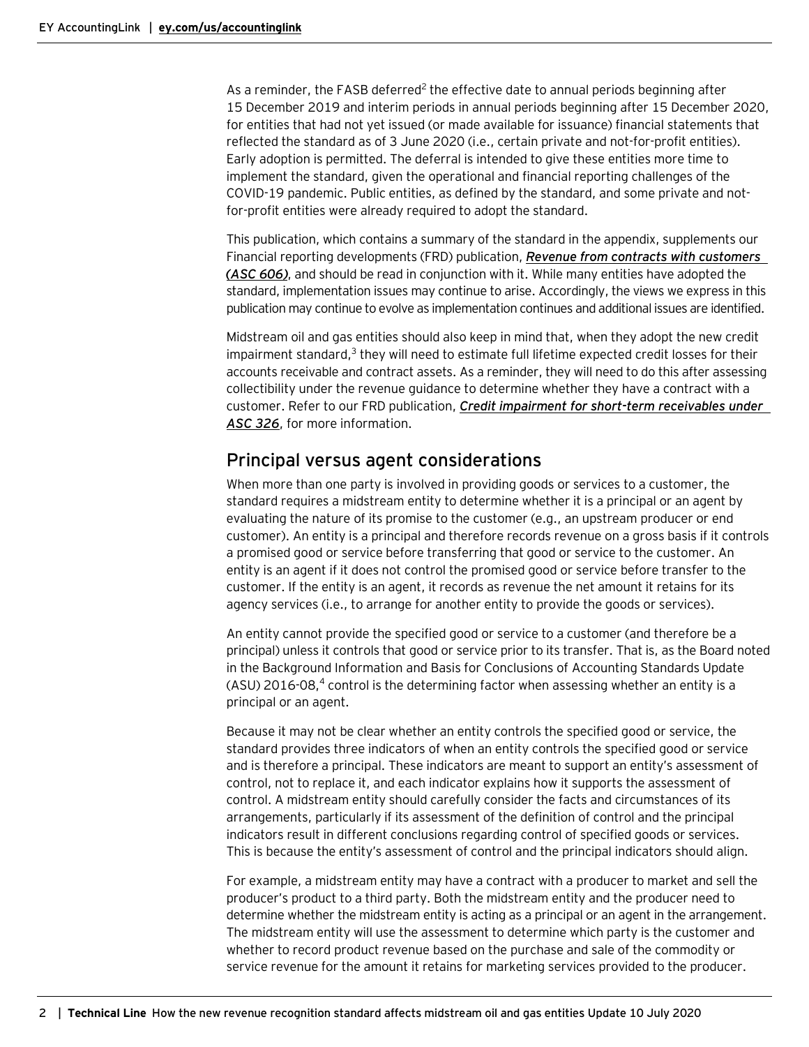As a reminder, the FASB deferred[2] the effective date to annual periods beginning after 15 December 2019 and interim periods in annual periods beginning after 15 December 2020, for entities that had not yet issued (or made available for issuance) financial statements that reflected the standard as of 3 June 2020 (i.e., certain private and not-for-profit entities). Early adoption is permitted. The deferral is intended to give these entities more time to implement the standard, given the operational and financial reporting challenges of the COVID-19 pandemic. Public entities, as defined by the standard, and some private and not-for-profit entities were already required to adopt the standard.

This publication, which contains a summary of the standard in the appendix, supplements our Financial reporting developments (FRD) publication, ***Revenue from contracts with customers (ASC 606)***, and should be read in conjunction with it. While many entities have adopted the standard, implementation issues may continue to arise. Accordingly, the views we express in this publication may continue to evolve as implementation continues and additional issues are identified.

Midstream oil and gas entities should also keep in mind that, when they adopt the new credit impairment standard,[3] they will need to estimate full lifetime expected credit losses for their accounts receivable and contract assets. As a reminder, they will need to do this after assessing collectibility under the revenue guidance to determine whether they have a contract with a customer. Refer to our FRD publication, ***Credit impairment for short-term receivables under ASC 326***, for more information.

## Principal versus agent considerations

When more than one party is involved in providing goods or services to a customer, the standard requires a midstream entity to determine whether it is a principal or an agent by evaluating the nature of its promise to the customer (e.g., an upstream producer or end customer). An entity is a principal and therefore records revenue on a gross basis if it controls a promised good or service before transferring that good or service to the customer. An entity is an agent if it does not control the promised good or service before transfer to the customer. If the entity is an agent, it records as revenue the net amount it retains for its agency services (i.e., to arrange for another entity to provide the goods or services).

An entity cannot provide the specified good or service to a customer (and therefore be a principal) unless it controls that good or service prior to its transfer. That is, as the Board noted in the Background Information and Basis for Conclusions of Accounting Standards Update (ASU) 2016-08,[4] control is the determining factor when assessing whether an entity is a principal or an agent.

Because it may not be clear whether an entity controls the specified good or service, the standard provides three indicators of when an entity controls the specified good or service and is therefore a principal. These indicators are meant to support an entity's assessment of control, not to replace it, and each indicator explains how it supports the assessment of control. A midstream entity should carefully consider the facts and circumstances of its arrangements, particularly if its assessment of the definition of control and the principal indicators result in different conclusions regarding control of specified goods or services. This is because the entity's assessment of control and the principal indicators should align.

For example, a midstream entity may have a contract with a producer to market and sell the producer's product to a third party. Both the midstream entity and the producer need to determine whether the midstream entity is acting as a principal or an agent in the arrangement. The midstream entity will use the assessment to determine which party is the customer and whether to record product revenue based on the purchase and sale of the commodity or service revenue for the amount it retains for marketing services provided to the producer.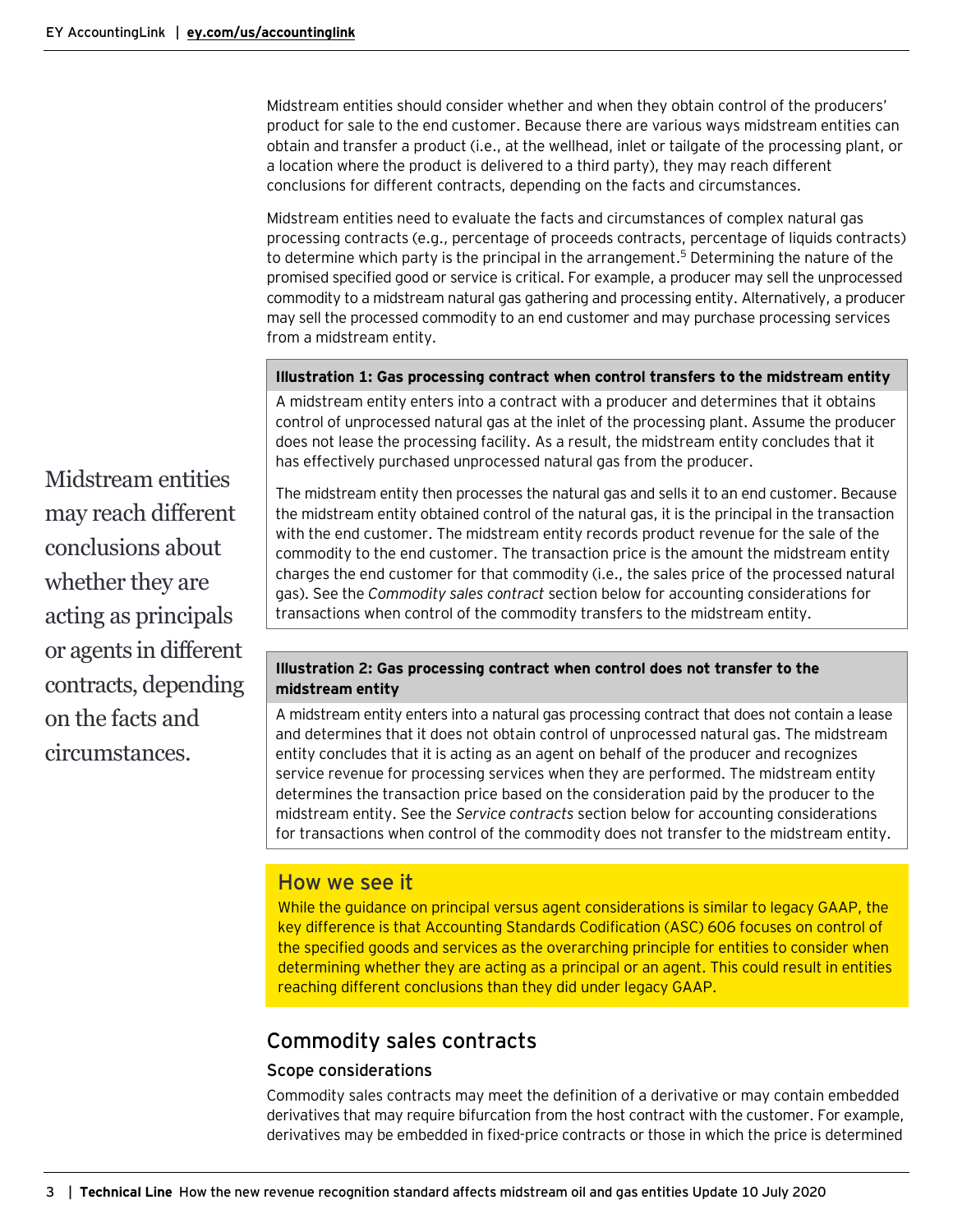Midstream entities should consider whether and when they obtain control of the producers' product for sale to the end customer. Because there are various ways midstream entities can obtain and transfer a product (i.e., at the wellhead, inlet or tailgate of the processing plant, or a location where the product is delivered to a third party), they may reach different conclusions for different contracts, depending on the facts and circumstances.

Midstream entities need to evaluate the facts and circumstances of complex natural gas processing contracts (e.g., percentage of proceeds contracts, percentage of liquids contracts) to determine which party is the principal in the arrangement.[5] Determining the nature of the promised specified good or service is critical. For example, a producer may sell the unprocessed commodity to a midstream natural gas gathering and processing entity. Alternatively, a producer may sell the processed commodity to an end customer and may purchase processing services from a midstream entity.

Midstream entities may reach different conclusions about whether they are acting as principals or agents in different contracts, depending on the facts and circumstances.

**Illustration 1: Gas processing contract when control transfers to the midstream entity**

A midstream entity enters into a contract with a producer and determines that it obtains control of unprocessed natural gas at the inlet of the processing plant. Assume the producer does not lease the processing facility. As a result, the midstream entity concludes that it has effectively purchased unprocessed natural gas from the producer.

The midstream entity then processes the natural gas and sells it to an end customer. Because the midstream entity obtained control of the natural gas, it is the principal in the transaction with the end customer. The midstream entity records product revenue for the sale of the commodity to the end customer. The transaction price is the amount the midstream entity charges the end customer for that commodity (i.e., the sales price of the processed natural gas). See the *Commodity sales contract* section below for accounting considerations for transactions when control of the commodity transfers to the midstream entity.

**Illustration 2: Gas processing contract when control does not transfer to the midstream entity**

A midstream entity enters into a natural gas processing contract that does not contain a lease and determines that it does not obtain control of unprocessed natural gas. The midstream entity concludes that it is acting as an agent on behalf of the producer and recognizes service revenue for processing services when they are performed. The midstream entity determines the transaction price based on the consideration paid by the producer to the midstream entity. See the *Service contracts* section below for accounting considerations for transactions when control of the commodity does not transfer to the midstream entity.

### How we see it

While the guidance on principal versus agent considerations is similar to legacy GAAP, the key difference is that Accounting Standards Codification (ASC) 606 focuses on control of the specified goods and services as the overarching principle for entities to consider when determining whether they are acting as a principal or an agent. This could result in entities reaching different conclusions than they did under legacy GAAP.

## Commodity sales contracts

### Scope considerations

Commodity sales contracts may meet the definition of a derivative or may contain embedded derivatives that may require bifurcation from the host contract with the customer. For example, derivatives may be embedded in fixed-price contracts or those in which the price is determined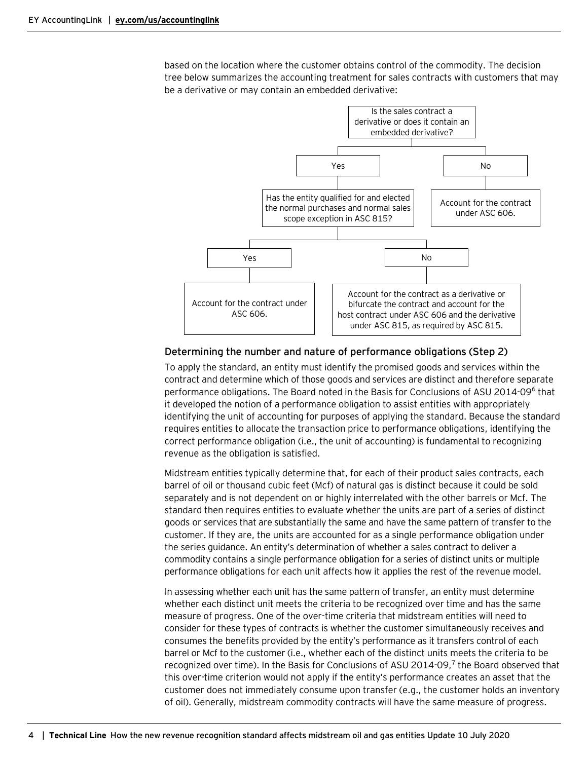based on the location where the customer obtains control of the commodity. The decision tree below summarizes the accounting treatment for sales contracts with customers that may be a derivative or may contain an embedded derivative:

Is the sales contract a derivative or does it contain an embedded derivative?

- Yes
  - Has the entity qualified for and elected the normal purchases and normal sales scope exception in ASC 815?
    - Yes
      - Account for the contract under ASC 606.
    - No
      - Account for the contract as a derivative or bifurcate the contract and account for the host contract under ASC 606 and the derivative under ASC 815, as required by ASC 815.
- No
  - Account for the contract under ASC 606.

## Determining the number and nature of performance obligations (Step 2)

To apply the standard, an entity must identify the promised goods and services within the contract and determine which of those goods and services are distinct and therefore separate performance obligations. The Board noted in the Basis for Conclusions of ASU 2014-09[6] that it developed the notion of a performance obligation to assist entities with appropriately identifying the unit of accounting for purposes of applying the standard. Because the standard requires entities to allocate the transaction price to performance obligations, identifying the correct performance obligation (i.e., the unit of accounting) is fundamental to recognizing revenue as the obligation is satisfied.

Midstream entities typically determine that, for each of their product sales contracts, each barrel of oil or thousand cubic feet (Mcf) of natural gas is distinct because it could be sold separately and is not dependent on or highly interrelated with the other barrels or Mcf. The standard then requires entities to evaluate whether the units are part of a series of distinct goods or services that are substantially the same and have the same pattern of transfer to the customer. If they are, the units are accounted for as a single performance obligation under the series guidance. An entity's determination of whether a sales contract to deliver a commodity contains a single performance obligation for a series of distinct units or multiple performance obligations for each unit affects how it applies the rest of the revenue model.

In assessing whether each unit has the same pattern of transfer, an entity must determine whether each distinct unit meets the criteria to be recognized over time and has the same measure of progress. One of the over-time criteria that midstream entities will need to consider for these types of contracts is whether the customer simultaneously receives and consumes the benefits provided by the entity's performance as it transfers control of each barrel or Mcf to the customer (i.e., whether each of the distinct units meets the criteria to be recognized over time). In the Basis for Conclusions of ASU 2014-09,[7] the Board observed that this over-time criterion would not apply if the entity's performance creates an asset that the customer does not immediately consume upon transfer (e.g., the customer holds an inventory of oil). Generally, midstream commodity contracts will have the same measure of progress.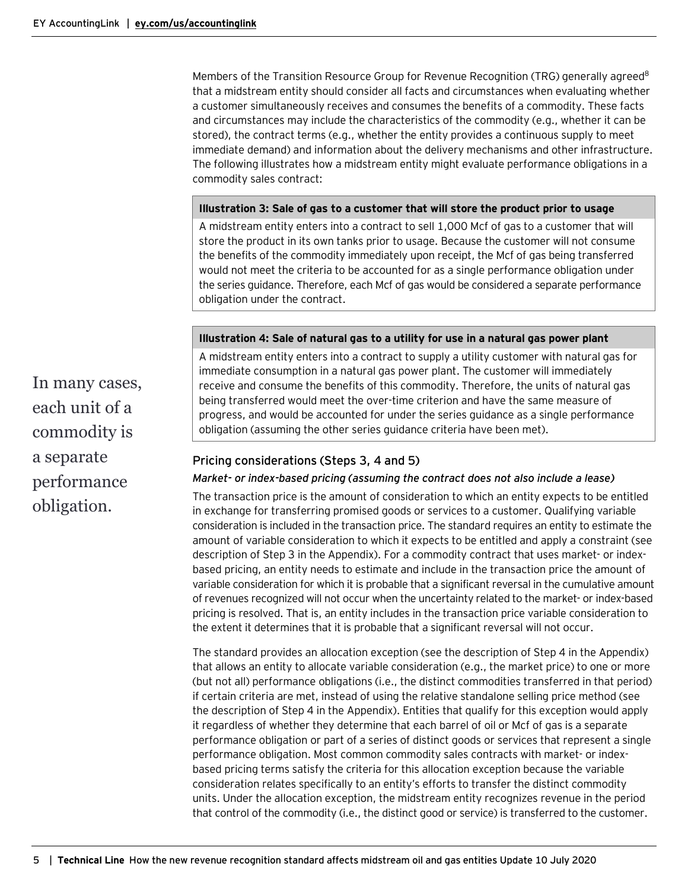Members of the Transition Resource Group for Revenue Recognition (TRG) generally agreed[8] that a midstream entity should consider all facts and circumstances when evaluating whether a customer simultaneously receives and consumes the benefits of a commodity. These facts and circumstances may include the characteristics of the commodity (e.g., whether it can be stored), the contract terms (e.g., whether the entity provides a continuous supply to meet immediate demand) and information about the delivery mechanisms and other infrastructure. The following illustrates how a midstream entity might evaluate performance obligations in a commodity sales contract:

> **Illustration 3: Sale of gas to a customer that will store the product prior to usage**
>
> A midstream entity enters into a contract to sell 1,000 Mcf of gas to a customer that will store the product in its own tanks prior to usage. Because the customer will not consume the benefits of the commodity immediately upon receipt, the Mcf of gas being transferred would not meet the criteria to be accounted for as a single performance obligation under the series guidance. Therefore, each Mcf of gas would be considered a separate performance obligation under the contract.

> **Illustration 4: Sale of natural gas to a utility for use in a natural gas power plant**
>
> A midstream entity enters into a contract to supply a utility customer with natural gas for immediate consumption in a natural gas power plant. The customer will immediately receive and consume the benefits of this commodity. Therefore, the units of natural gas being transferred would meet the over-time criterion and have the same measure of progress, and would be accounted for under the series guidance as a single performance obligation (assuming the other series guidance criteria have been met).

In many cases, each unit of a commodity is a separate performance obligation.

### Pricing considerations (Steps 3, 4 and 5)

*Market- or index-based pricing (assuming the contract does not also include a lease)*

The transaction price is the amount of consideration to which an entity expects to be entitled in exchange for transferring promised goods or services to a customer. Qualifying variable consideration is included in the transaction price. The standard requires an entity to estimate the amount of variable consideration to which it expects to be entitled and apply a constraint (see description of Step 3 in the Appendix). For a commodity contract that uses market- or index-based pricing, an entity needs to estimate and include in the transaction price the amount of variable consideration for which it is probable that a significant reversal in the cumulative amount of revenues recognized will not occur when the uncertainty related to the market- or index-based pricing is resolved. That is, an entity includes in the transaction price variable consideration to the extent it determines that it is probable that a significant reversal will not occur.

The standard provides an allocation exception (see the description of Step 4 in the Appendix) that allows an entity to allocate variable consideration (e.g., the market price) to one or more (but not all) performance obligations (i.e., the distinct commodities transferred in that period) if certain criteria are met, instead of using the relative standalone selling price method (see the description of Step 4 in the Appendix). Entities that qualify for this exception would apply it regardless of whether they determine that each barrel of oil or Mcf of gas is a separate performance obligation or part of a series of distinct goods or services that represent a single performance obligation. Most common commodity sales contracts with market- or index-based pricing terms satisfy the criteria for this allocation exception because the variable consideration relates specifically to an entity's efforts to transfer the distinct commodity units. Under the allocation exception, the midstream entity recognizes revenue in the period that control of the commodity (i.e., the distinct good or service) is transferred to the customer.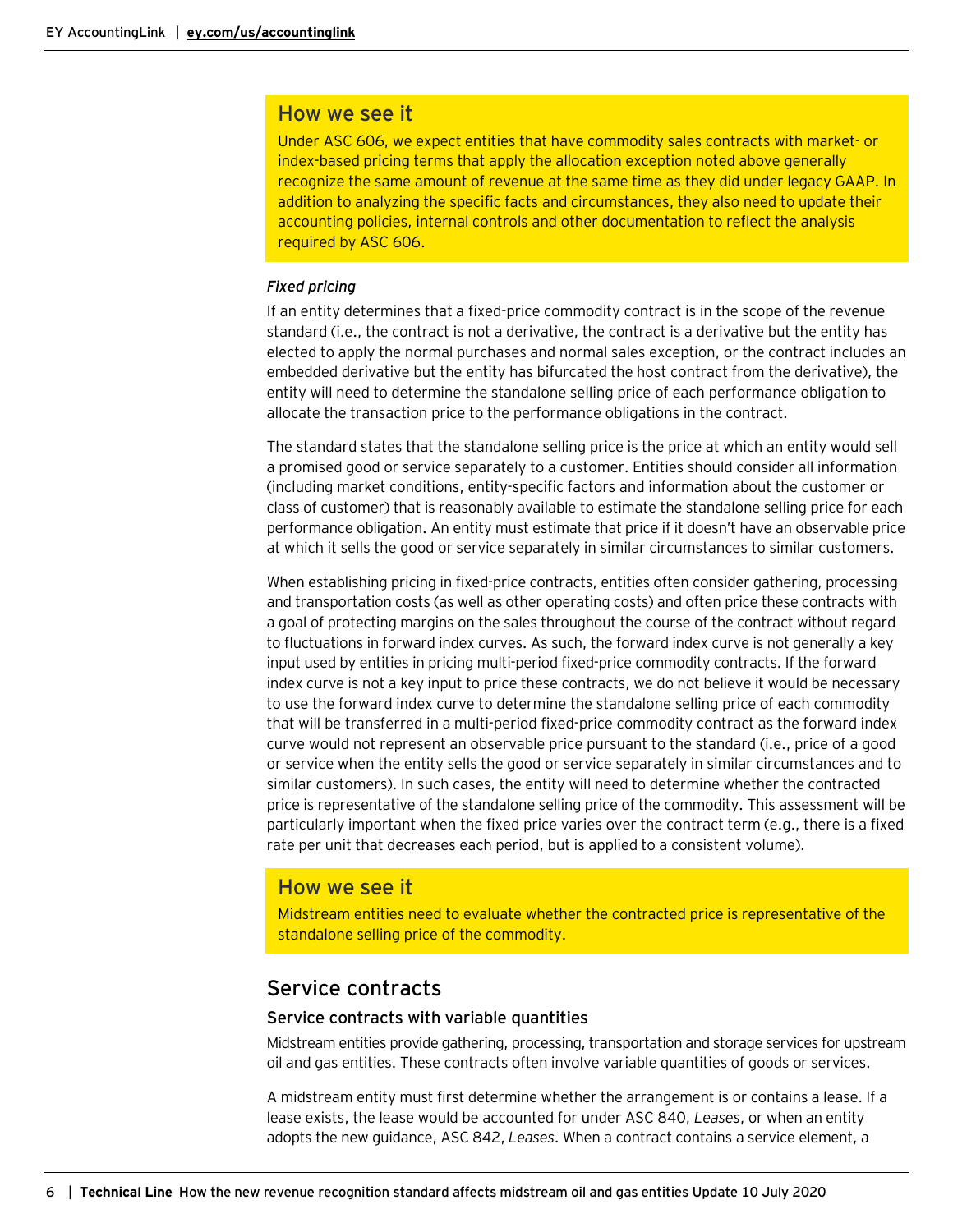### How we see it

Under ASC 606, we expect entities that have commodity sales contracts with market- or index-based pricing terms that apply the allocation exception noted above generally recognize the same amount of revenue at the same time as they did under legacy GAAP. In addition to analyzing the specific facts and circumstances, they also need to update their accounting policies, internal controls and other documentation to reflect the analysis required by ASC 606.

*Fixed pricing*

If an entity determines that a fixed-price commodity contract is in the scope of the revenue standard (i.e., the contract is not a derivative, the contract is a derivative but the entity has elected to apply the normal purchases and normal sales exception, or the contract includes an embedded derivative but the entity has bifurcated the host contract from the derivative), the entity will need to determine the standalone selling price of each performance obligation to allocate the transaction price to the performance obligations in the contract.

The standard states that the standalone selling price is the price at which an entity would sell a promised good or service separately to a customer. Entities should consider all information (including market conditions, entity-specific factors and information about the customer or class of customer) that is reasonably available to estimate the standalone selling price for each performance obligation. An entity must estimate that price if it doesn't have an observable price at which it sells the good or service separately in similar circumstances to similar customers.

When establishing pricing in fixed-price contracts, entities often consider gathering, processing and transportation costs (as well as other operating costs) and often price these contracts with a goal of protecting margins on the sales throughout the course of the contract without regard to fluctuations in forward index curves. As such, the forward index curve is not generally a key input used by entities in pricing multi-period fixed-price commodity contracts. If the forward index curve is not a key input to price these contracts, we do not believe it would be necessary to use the forward index curve to determine the standalone selling price of each commodity that will be transferred in a multi-period fixed-price commodity contract as the forward index curve would not represent an observable price pursuant to the standard (i.e., price of a good or service when the entity sells the good or service separately in similar circumstances and to similar customers). In such cases, the entity will need to determine whether the contracted price is representative of the standalone selling price of the commodity. This assessment will be particularly important when the fixed price varies over the contract term (e.g., there is a fixed rate per unit that decreases each period, but is applied to a consistent volume).

### How we see it

Midstream entities need to evaluate whether the contracted price is representative of the standalone selling price of the commodity.

## Service contracts

### Service contracts with variable quantities

Midstream entities provide gathering, processing, transportation and storage services for upstream oil and gas entities. These contracts often involve variable quantities of goods or services.

A midstream entity must first determine whether the arrangement is or contains a lease. If a lease exists, the lease would be accounted for under ASC 840, *Leases*, or when an entity adopts the new guidance, ASC 842, *Leases*. When a contract contains a service element, a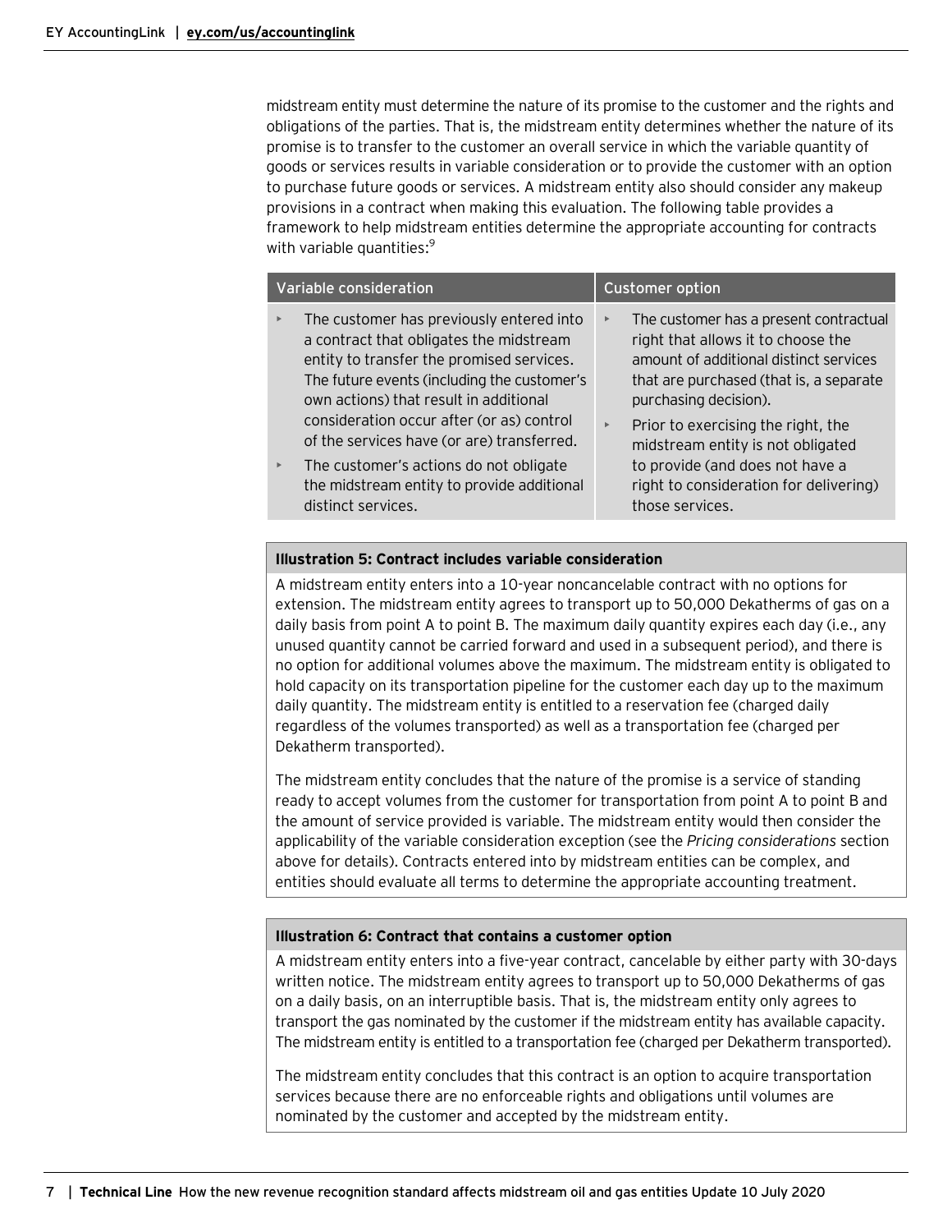midstream entity must determine the nature of its promise to the customer and the rights and obligations of the parties. That is, the midstream entity determines whether the nature of its promise is to transfer to the customer an overall service in which the variable quantity of goods or services results in variable consideration or to provide the customer with an option to purchase future goods or services. A midstream entity also should consider any makeup provisions in a contract when making this evaluation. The following table provides a framework to help midstream entities determine the appropriate accounting for contracts with variable quantities:[9]

| Variable consideration | Customer option |
| --- | --- |
| ‣ The customer has previously entered into a contract that obligates the midstream entity to transfer the promised services. The future events (including the customer's own actions) that result in additional consideration occur after (or as) control of the services have (or are) transferred.<br>‣ The customer's actions do not obligate the midstream entity to provide additional distinct services. | ‣ The customer has a present contractual right that allows it to choose the amount of additional distinct services that are purchased (that is, a separate purchasing decision).<br>‣ Prior to exercising the right, the midstream entity is not obligated to provide (and does not have a right to consideration for delivering) those services. |

**Illustration 5: Contract includes variable consideration**

A midstream entity enters into a 10-year noncancelable contract with no options for extension. The midstream entity agrees to transport up to 50,000 Dekatherms of gas on a daily basis from point A to point B. The maximum daily quantity expires each day (i.e., any unused quantity cannot be carried forward and used in a subsequent period), and there is no option for additional volumes above the maximum. The midstream entity is obligated to hold capacity on its transportation pipeline for the customer each day up to the maximum daily quantity. The midstream entity is entitled to a reservation fee (charged daily regardless of the volumes transported) as well as a transportation fee (charged per Dekatherm transported).

The midstream entity concludes that the nature of the promise is a service of standing ready to accept volumes from the customer for transportation from point A to point B and the amount of service provided is variable. The midstream entity would then consider the applicability of the variable consideration exception (see the *Pricing considerations* section above for details). Contracts entered into by midstream entities can be complex, and entities should evaluate all terms to determine the appropriate accounting treatment.

**Illustration 6: Contract that contains a customer option**

A midstream entity enters into a five-year contract, cancelable by either party with 30-days written notice. The midstream entity agrees to transport up to 50,000 Dekatherms of gas on a daily basis, on an interruptible basis. That is, the midstream entity only agrees to transport the gas nominated by the customer if the midstream entity has available capacity. The midstream entity is entitled to a transportation fee (charged per Dekatherm transported).

The midstream entity concludes that this contract is an option to acquire transportation services because there are no enforceable rights and obligations until volumes are nominated by the customer and accepted by the midstream entity.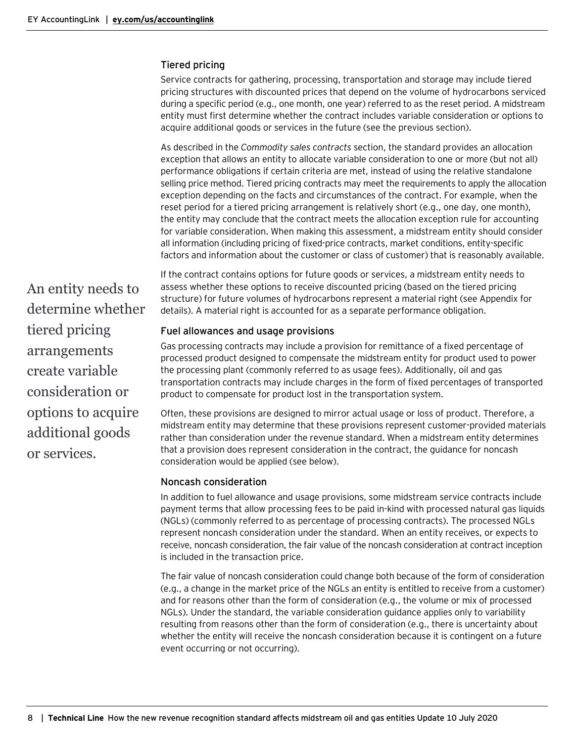### Tiered pricing

Service contracts for gathering, processing, transportation and storage may include tiered pricing structures with discounted prices that depend on the volume of hydrocarbons serviced during a specific period (e.g., one month, one year) referred to as the reset period. A midstream entity must first determine whether the contract includes variable consideration or options to acquire additional goods or services in the future (see the previous section).

As described in the *Commodity sales contracts* section, the standard provides an allocation exception that allows an entity to allocate variable consideration to one or more (but not all) performance obligations if certain criteria are met, instead of using the relative standalone selling price method. Tiered pricing contracts may meet the requirements to apply the allocation exception depending on the facts and circumstances of the contract. For example, when the reset period for a tiered pricing arrangement is relatively short (e.g., one day, one month), the entity may conclude that the contract meets the allocation exception rule for accounting for variable consideration. When making this assessment, a midstream entity should consider all information (including pricing of fixed-price contracts, market conditions, entity-specific factors and information about the customer or class of customer) that is reasonably available.

An entity needs to determine whether tiered pricing arrangements create variable consideration or options to acquire additional goods or services.

If the contract contains options for future goods or services, a midstream entity needs to assess whether these options to receive discounted pricing (based on the tiered pricing structure) for future volumes of hydrocarbons represent a material right (see Appendix for details). A material right is accounted for as a separate performance obligation.

### Fuel allowances and usage provisions

Gas processing contracts may include a provision for remittance of a fixed percentage of processed product designed to compensate the midstream entity for product used to power the processing plant (commonly referred to as usage fees). Additionally, oil and gas transportation contracts may include charges in the form of fixed percentages of transported product to compensate for product lost in the transportation system.

Often, these provisions are designed to mirror actual usage or loss of product. Therefore, a midstream entity may determine that these provisions represent customer-provided materials rather than consideration under the revenue standard. When a midstream entity determines that a provision does represent consideration in the contract, the guidance for noncash consideration would be applied (see below).

### Noncash consideration

In addition to fuel allowance and usage provisions, some midstream service contracts include payment terms that allow processing fees to be paid in-kind with processed natural gas liquids (NGLs) (commonly referred to as percentage of processing contracts). The processed NGLs represent noncash consideration under the standard. When an entity receives, or expects to receive, noncash consideration, the fair value of the noncash consideration at contract inception is included in the transaction price.

The fair value of noncash consideration could change both because of the form of consideration (e.g., a change in the market price of the NGLs an entity is entitled to receive from a customer) and for reasons other than the form of consideration (e.g., the volume or mix of processed NGLs). Under the standard, the variable consideration guidance applies only to variability resulting from reasons other than the form of consideration (e.g., there is uncertainty about whether the entity will receive the noncash consideration because it is contingent on a future event occurring or not occurring).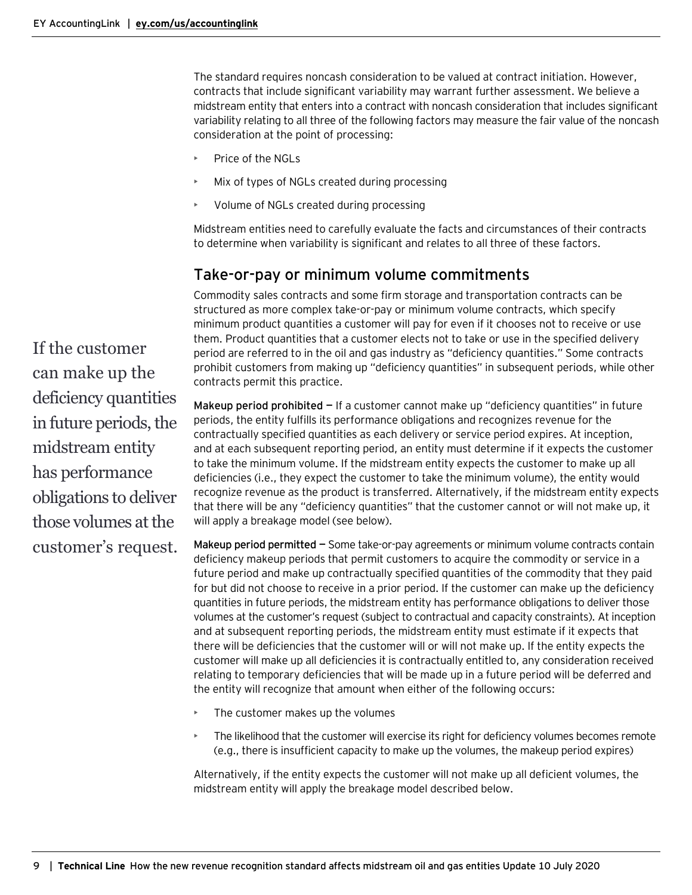The standard requires noncash consideration to be valued at contract initiation. However, contracts that include significant variability may warrant further assessment. We believe a midstream entity that enters into a contract with noncash consideration that includes significant variability relating to all three of the following factors may measure the fair value of the noncash consideration at the point of processing:

- Price of the NGLs
- Mix of types of NGLs created during processing
- Volume of NGLs created during processing

Midstream entities need to carefully evaluate the facts and circumstances of their contracts to determine when variability is significant and relates to all three of these factors.

## Take-or-pay or minimum volume commitments

Commodity sales contracts and some firm storage and transportation contracts can be structured as more complex take-or-pay or minimum volume contracts, which specify minimum product quantities a customer will pay for even if it chooses not to receive or use them. Product quantities that a customer elects not to take or use in the specified delivery period are referred to in the oil and gas industry as "deficiency quantities." Some contracts prohibit customers from making up "deficiency quantities" in subsequent periods, while other contracts permit this practice.

If the customer can make up the deficiency quantities in future periods, the midstream entity has performance obligations to deliver those volumes at the customer's request.

**Makeup period prohibited —** If a customer cannot make up "deficiency quantities" in future periods, the entity fulfills its performance obligations and recognizes revenue for the contractually specified quantities as each delivery or service period expires. At inception, and at each subsequent reporting period, an entity must determine if it expects the customer to take the minimum volume. If the midstream entity expects the customer to make up all deficiencies (i.e., they expect the customer to take the minimum volume), the entity would recognize revenue as the product is transferred. Alternatively, if the midstream entity expects that there will be any "deficiency quantities" that the customer cannot or will not make up, it will apply a breakage model (see below).

**Makeup period permitted —** Some take-or-pay agreements or minimum volume contracts contain deficiency makeup periods that permit customers to acquire the commodity or service in a future period and make up contractually specified quantities of the commodity that they paid for but did not choose to receive in a prior period. If the customer can make up the deficiency quantities in future periods, the midstream entity has performance obligations to deliver those volumes at the customer's request (subject to contractual and capacity constraints). At inception and at subsequent reporting periods, the midstream entity must estimate if it expects that there will be deficiencies that the customer will or will not make up. If the entity expects the customer will make up all deficiencies it is contractually entitled to, any consideration received relating to temporary deficiencies that will be made up in a future period will be deferred and the entity will recognize that amount when either of the following occurs:

- The customer makes up the volumes
- The likelihood that the customer will exercise its right for deficiency volumes becomes remote (e.g., there is insufficient capacity to make up the volumes, the makeup period expires)

Alternatively, if the entity expects the customer will not make up all deficient volumes, the midstream entity will apply the breakage model described below.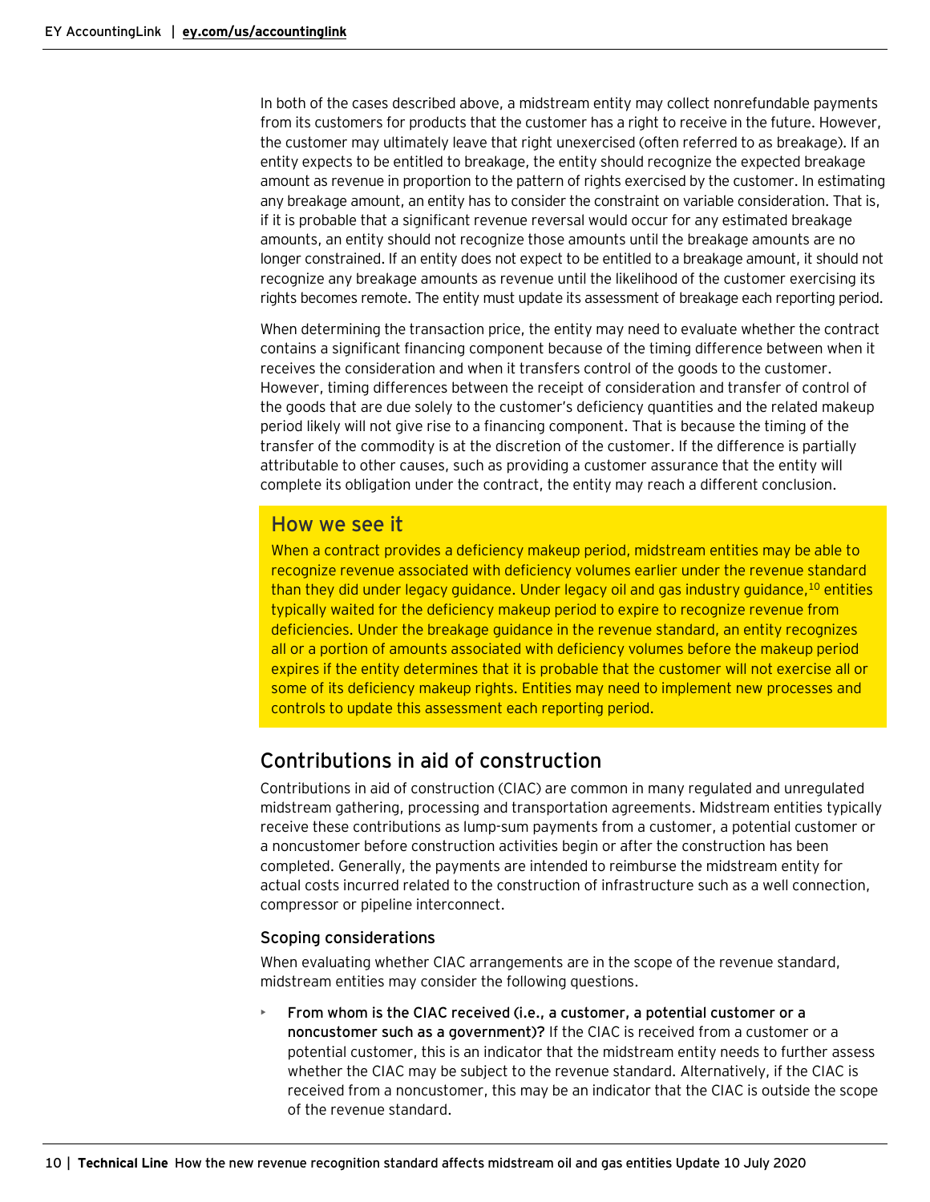In both of the cases described above, a midstream entity may collect nonrefundable payments from its customers for products that the customer has a right to receive in the future. However, the customer may ultimately leave that right unexercised (often referred to as breakage). If an entity expects to be entitled to breakage, the entity should recognize the expected breakage amount as revenue in proportion to the pattern of rights exercised by the customer. In estimating any breakage amount, an entity has to consider the constraint on variable consideration. That is, if it is probable that a significant revenue reversal would occur for any estimated breakage amounts, an entity should not recognize those amounts until the breakage amounts are no longer constrained. If an entity does not expect to be entitled to a breakage amount, it should not recognize any breakage amounts as revenue until the likelihood of the customer exercising its rights becomes remote. The entity must update its assessment of breakage each reporting period.

When determining the transaction price, the entity may need to evaluate whether the contract contains a significant financing component because of the timing difference between when it receives the consideration and when it transfers control of the goods to the customer. However, timing differences between the receipt of consideration and transfer of control of the goods that are due solely to the customer's deficiency quantities and the related makeup period likely will not give rise to a financing component. That is because the timing of the transfer of the commodity is at the discretion of the customer. If the difference is partially attributable to other causes, such as providing a customer assurance that the entity will complete its obligation under the contract, the entity may reach a different conclusion.

### How we see it

When a contract provides a deficiency makeup period, midstream entities may be able to recognize revenue associated with deficiency volumes earlier under the revenue standard than they did under legacy guidance. Under legacy oil and gas industry guidance,[10] entities typically waited for the deficiency makeup period to expire to recognize revenue from deficiencies. Under the breakage guidance in the revenue standard, an entity recognizes all or a portion of amounts associated with deficiency volumes before the makeup period expires if the entity determines that it is probable that the customer will not exercise all or some of its deficiency makeup rights. Entities may need to implement new processes and controls to update this assessment each reporting period.

## Contributions in aid of construction

Contributions in aid of construction (CIAC) are common in many regulated and unregulated midstream gathering, processing and transportation agreements. Midstream entities typically receive these contributions as lump-sum payments from a customer, a potential customer or a noncustomer before construction activities begin or after the construction has been completed. Generally, the payments are intended to reimburse the midstream entity for actual costs incurred related to the construction of infrastructure such as a well connection, compressor or pipeline interconnect.

### Scoping considerations

When evaluating whether CIAC arrangements are in the scope of the revenue standard, midstream entities may consider the following questions.

- **From whom is the CIAC received (i.e., a customer, a potential customer or a noncustomer such as a government)?** If the CIAC is received from a customer or a potential customer, this is an indicator that the midstream entity needs to further assess whether the CIAC may be subject to the revenue standard. Alternatively, if the CIAC is received from a noncustomer, this may be an indicator that the CIAC is outside the scope of the revenue standard.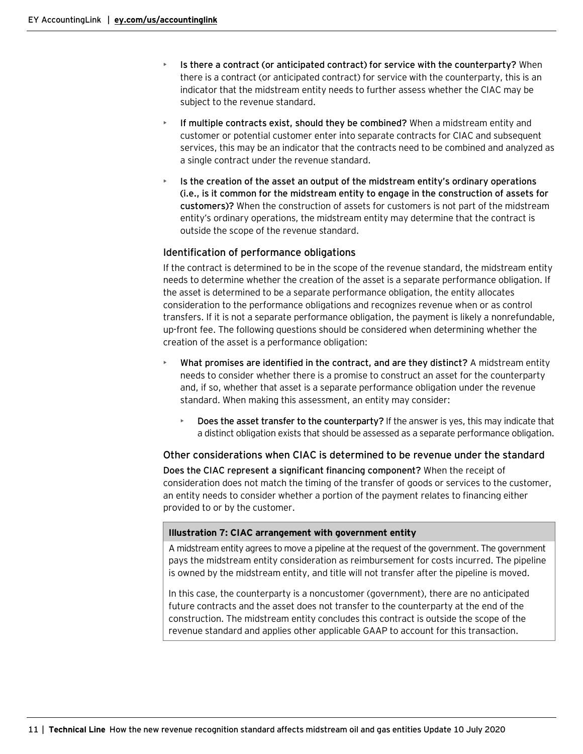- **Is there a contract (or anticipated contract) for service with the counterparty?** When there is a contract (or anticipated contract) for service with the counterparty, this is an indicator that the midstream entity needs to further assess whether the CIAC may be subject to the revenue standard.
- **If multiple contracts exist, should they be combined?** When a midstream entity and customer or potential customer enter into separate contracts for CIAC and subsequent services, this may be an indicator that the contracts need to be combined and analyzed as a single contract under the revenue standard.
- **Is the creation of the asset an output of the midstream entity's ordinary operations (i.e., is it common for the midstream entity to engage in the construction of assets for customers)?** When the construction of assets for customers is not part of the midstream entity's ordinary operations, the midstream entity may determine that the contract is outside the scope of the revenue standard.

### Identification of performance obligations

If the contract is determined to be in the scope of the revenue standard, the midstream entity needs to determine whether the creation of the asset is a separate performance obligation. If the asset is determined to be a separate performance obligation, the entity allocates consideration to the performance obligations and recognizes revenue when or as control transfers. If it is not a separate performance obligation, the payment is likely a nonrefundable, up-front fee. The following questions should be considered when determining whether the creation of the asset is a performance obligation:

- **What promises are identified in the contract, and are they distinct?** A midstream entity needs to consider whether there is a promise to construct an asset for the counterparty and, if so, whether that asset is a separate performance obligation under the revenue standard. When making this assessment, an entity may consider:
  - **Does the asset transfer to the counterparty?** If the answer is yes, this may indicate that a distinct obligation exists that should be assessed as a separate performance obligation.

### Other considerations when CIAC is determined to be revenue under the standard

**Does the CIAC represent a significant financing component?** When the receipt of consideration does not match the timing of the transfer of goods or services to the customer, an entity needs to consider whether a portion of the payment relates to financing either provided to or by the customer.

**Illustration 7: CIAC arrangement with government entity**

A midstream entity agrees to move a pipeline at the request of the government. The government pays the midstream entity consideration as reimbursement for costs incurred. The pipeline is owned by the midstream entity, and title will not transfer after the pipeline is moved.

In this case, the counterparty is a noncustomer (government), there are no anticipated future contracts and the asset does not transfer to the counterparty at the end of the construction. The midstream entity concludes this contract is outside the scope of the revenue standard and applies other applicable GAAP to account for this transaction.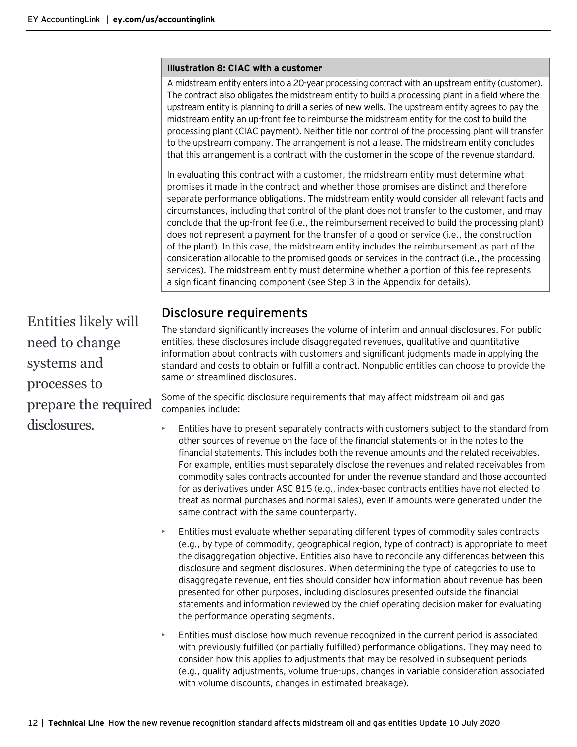**Illustration 8: CIAC with a customer**

A midstream entity enters into a 20-year processing contract with an upstream entity (customer). The contract also obligates the midstream entity to build a processing plant in a field where the upstream entity is planning to drill a series of new wells. The upstream entity agrees to pay the midstream entity an up-front fee to reimburse the midstream entity for the cost to build the processing plant (CIAC payment). Neither title nor control of the processing plant will transfer to the upstream company. The arrangement is not a lease. The midstream entity concludes that this arrangement is a contract with the customer in the scope of the revenue standard.

In evaluating this contract with a customer, the midstream entity must determine what promises it made in the contract and whether those promises are distinct and therefore separate performance obligations. The midstream entity would consider all relevant facts and circumstances, including that control of the plant does not transfer to the customer, and may conclude that the up-front fee (i.e., the reimbursement received to build the processing plant) does not represent a payment for the transfer of a good or service (i.e., the construction of the plant). In this case, the midstream entity includes the reimbursement as part of the consideration allocable to the promised goods or services in the contract (i.e., the processing services). The midstream entity must determine whether a portion of this fee represents a significant financing component (see Step 3 in the Appendix for details).

## Disclosure requirements

Entities likely will need to change systems and processes to prepare the required disclosures.

The standard significantly increases the volume of interim and annual disclosures. For public entities, these disclosures include disaggregated revenues, qualitative and quantitative information about contracts with customers and significant judgments made in applying the standard and costs to obtain or fulfill a contract. Nonpublic entities can choose to provide the same or streamlined disclosures.

Some of the specific disclosure requirements that may affect midstream oil and gas companies include:

- Entities have to present separately contracts with customers subject to the standard from other sources of revenue on the face of the financial statements or in the notes to the financial statements. This includes both the revenue amounts and the related receivables. For example, entities must separately disclose the revenues and related receivables from commodity sales contracts accounted for under the revenue standard and those accounted for as derivatives under ASC 815 (e.g., index-based contracts entities have not elected to treat as normal purchases and normal sales), even if amounts were generated under the same contract with the same counterparty.
- Entities must evaluate whether separating different types of commodity sales contracts (e.g., by type of commodity, geographical region, type of contract) is appropriate to meet the disaggregation objective. Entities also have to reconcile any differences between this disclosure and segment disclosures. When determining the type of categories to use to disaggregate revenue, entities should consider how information about revenue has been presented for other purposes, including disclosures presented outside the financial statements and information reviewed by the chief operating decision maker for evaluating the performance operating segments.
- Entities must disclose how much revenue recognized in the current period is associated with previously fulfilled (or partially fulfilled) performance obligations. They may need to consider how this applies to adjustments that may be resolved in subsequent periods (e.g., quality adjustments, volume true-ups, changes in variable consideration associated with volume discounts, changes in estimated breakage).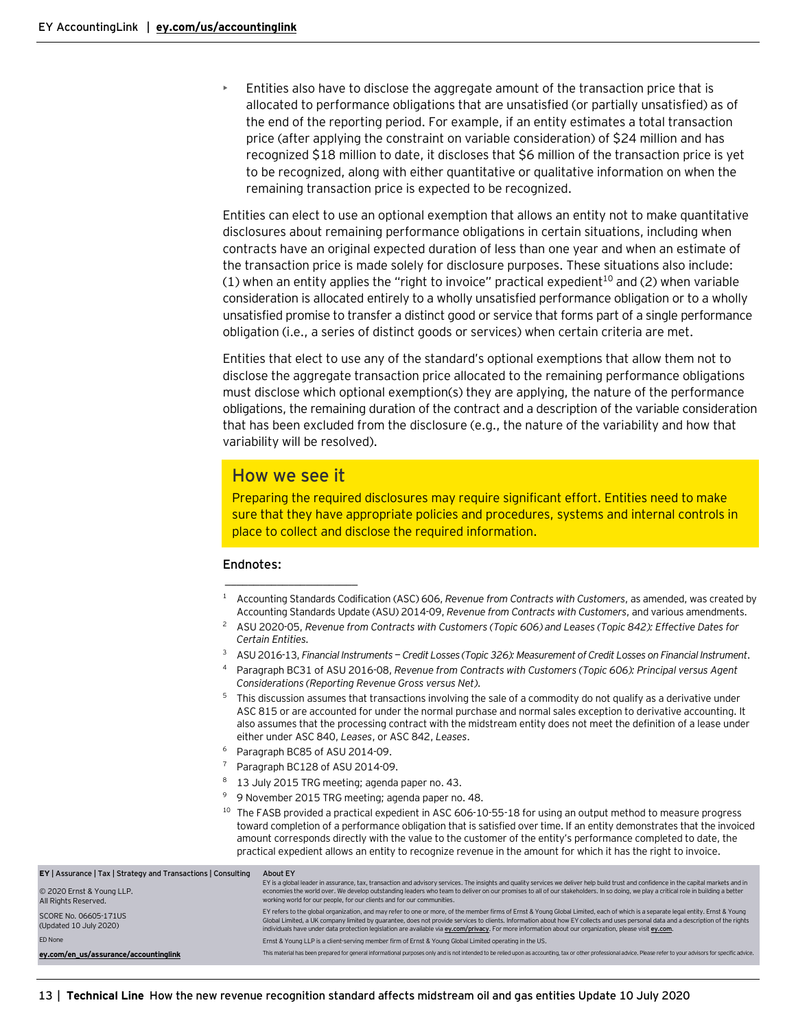- Entities also have to disclose the aggregate amount of the transaction price that is allocated to performance obligations that are unsatisfied (or partially unsatisfied) as of the end of the reporting period. For example, if an entity estimates a total transaction price (after applying the constraint on variable consideration) of $24 million and has recognized $18 million to date, it discloses that $6 million of the transaction price is yet to be recognized, along with either quantitative or qualitative information on when the remaining transaction price is expected to be recognized.

Entities can elect to use an optional exemption that allows an entity not to make quantitative disclosures about remaining performance obligations in certain situations, including when contracts have an original expected duration of less than one year and when an estimate of the transaction price is made solely for disclosure purposes. These situations also include: (1) when an entity applies the "right to invoice" practical expedient[10] and (2) when variable consideration is allocated entirely to a wholly unsatisfied performance obligation or to a wholly unsatisfied promise to transfer a distinct good or service that forms part of a single performance obligation (i.e., a series of distinct goods or services) when certain criteria are met.

Entities that elect to use any of the standard's optional exemptions that allow them not to disclose the aggregate transaction price allocated to the remaining performance obligations must disclose which optional exemption(s) they are applying, the nature of the performance obligations, the remaining duration of the contract and a description of the variable consideration that has been excluded from the disclosure (e.g., the nature of the variability and how that variability will be resolved).

## How we see it

Preparing the required disclosures may require significant effort. Entities need to make sure that they have appropriate policies and procedures, systems and internal controls in place to collect and disclose the required information.

**Endnotes:**

1. Accounting Standards Codification (ASC) 606, *Revenue from Contracts with Customers*, as amended, was created by Accounting Standards Update (ASU) 2014-09, *Revenue from Contracts with Customers*, and various amendments.
2. ASU 2020-05, *Revenue from Contracts with Customers (Topic 606) and Leases (Topic 842): Effective Dates for Certain Entities*.
3. ASU 2016-13, *Financial Instruments — Credit Losses (Topic 326): Measurement of Credit Losses on Financial Instrument*.
4. Paragraph BC31 of ASU 2016-08, *Revenue from Contracts with Customers (Topic 606): Principal versus Agent Considerations (Reporting Revenue Gross versus Net)*.
5. This discussion assumes that transactions involving the sale of a commodity do not qualify as a derivative under ASC 815 or are accounted for under the normal purchase and normal sales exception to derivative accounting. It also assumes that the processing contract with the midstream entity does not meet the definition of a lease under either under ASC 840, *Leases*, or ASC 842, *Leases*.
6. Paragraph BC85 of ASU 2014-09.
7. Paragraph BC128 of ASU 2014-09.
8. 13 July 2015 TRG meeting; agenda paper no. 43.
9. 9 November 2015 TRG meeting; agenda paper no. 48.
10. The FASB provided a practical expedient in ASC 606-10-55-18 for using an output method to measure progress toward completion of a performance obligation that is satisfied over time. If an entity demonstrates that the invoiced amount corresponds directly with the value to the customer of the entity's performance completed to date, the practical expedient allows an entity to recognize revenue in the amount for which it has the right to invoice.

**EY** | Assurance | Tax | Strategy and Transactions | Consulting

© 2020 Ernst & Young LLP.
All Rights Reserved.

SCORE No. 06605-171US
(Updated 10 July 2020)

ED None

ey.com/en_us/assurance/accountinglink

About EY

EY is a global leader in assurance, tax, transaction and advisory services. The insights and quality services we deliver help build trust and confidence in the capital markets and in economies the world over. We develop outstanding leaders who team to deliver on our promises to all of our stakeholders. In so doing, we play a critical role in building a better working world for our people, for our clients and for our communities.

EY refers to the global organization, and may refer to one or more, of the member firms of Ernst & Young Global Limited, each of which is a separate legal entity. Ernst & Young Global Limited, a UK company limited by guarantee, does not provide services to clients. Information about how EY collects and uses personal data and a description of the rights individuals have under data protection legislation are available via ey.com/privacy. For more information about our organization, please visit ey.com.

Ernst & Young LLP is a client-serving member firm of Ernst & Young Global Limited operating in the US.

This material has been prepared for general informational purposes only and is not intended to be relied upon as accounting, tax or other professional advice. Please refer to your advisors for specific advice.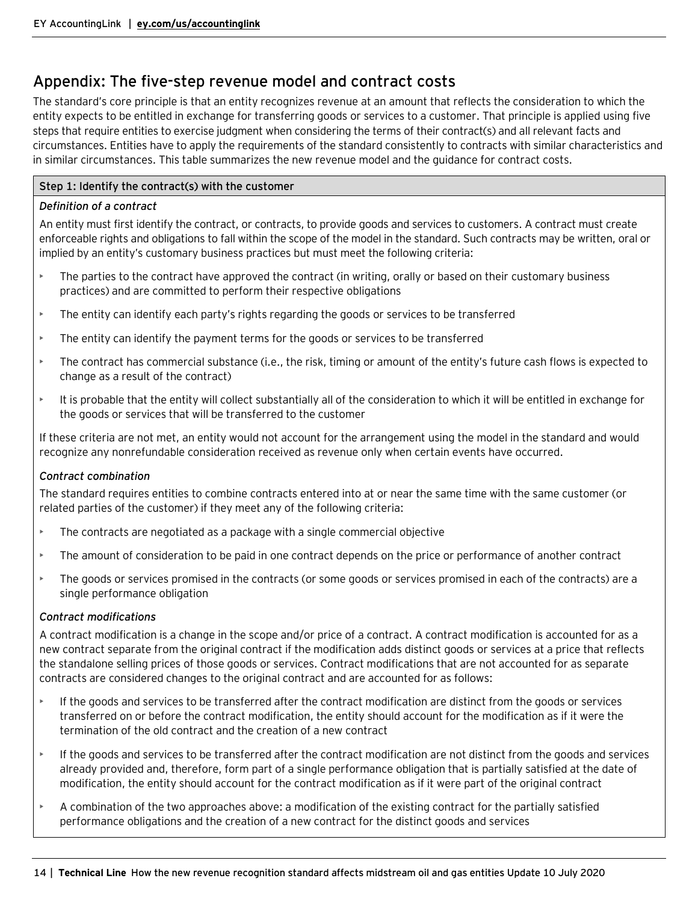## Appendix: The five-step revenue model and contract costs

The standard's core principle is that an entity recognizes revenue at an amount that reflects the consideration to which the entity expects to be entitled in exchange for transferring goods or services to a customer. That principle is applied using five steps that require entities to exercise judgment when considering the terms of their contract(s) and all relevant facts and circumstances. Entities have to apply the requirements of the standard consistently to contracts with similar characteristics and in similar circumstances. This table summarizes the new revenue model and the guidance for contract costs.

### Step 1: Identify the contract(s) with the customer

*Definition of a contract*

An entity must first identify the contract, or contracts, to provide goods and services to customers. A contract must create enforceable rights and obligations to fall within the scope of the model in the standard. Such contracts may be written, oral or implied by an entity's customary business practices but must meet the following criteria:

- The parties to the contract have approved the contract (in writing, orally or based on their customary business practices) and are committed to perform their respective obligations
- The entity can identify each party's rights regarding the goods or services to be transferred
- The entity can identify the payment terms for the goods or services to be transferred
- The contract has commercial substance (i.e., the risk, timing or amount of the entity's future cash flows is expected to change as a result of the contract)
- It is probable that the entity will collect substantially all of the consideration to which it will be entitled in exchange for the goods or services that will be transferred to the customer

If these criteria are not met, an entity would not account for the arrangement using the model in the standard and would recognize any nonrefundable consideration received as revenue only when certain events have occurred.

*Contract combination*

The standard requires entities to combine contracts entered into at or near the same time with the same customer (or related parties of the customer) if they meet any of the following criteria:

- The contracts are negotiated as a package with a single commercial objective
- The amount of consideration to be paid in one contract depends on the price or performance of another contract
- The goods or services promised in the contracts (or some goods or services promised in each of the contracts) are a single performance obligation

*Contract modifications*

A contract modification is a change in the scope and/or price of a contract. A contract modification is accounted for as a new contract separate from the original contract if the modification adds distinct goods or services at a price that reflects the standalone selling prices of those goods or services. Contract modifications that are not accounted for as separate contracts are considered changes to the original contract and are accounted for as follows:

- If the goods and services to be transferred after the contract modification are distinct from the goods or services transferred on or before the contract modification, the entity should account for the modification as if it were the termination of the old contract and the creation of a new contract
- If the goods and services to be transferred after the contract modification are not distinct from the goods and services already provided and, therefore, form part of a single performance obligation that is partially satisfied at the date of modification, the entity should account for the contract modification as if it were part of the original contract
- A combination of the two approaches above: a modification of the existing contract for the partially satisfied performance obligations and the creation of a new contract for the distinct goods and services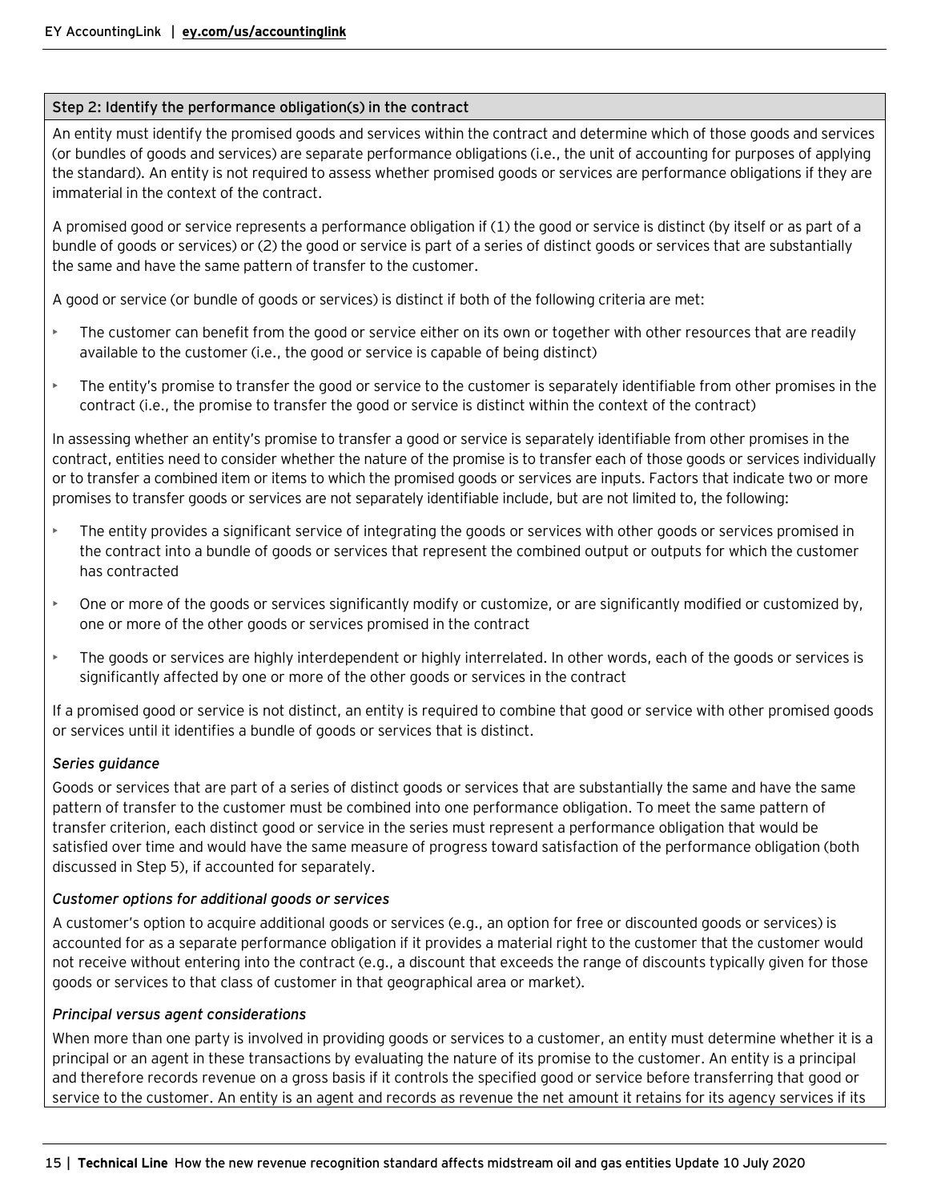### Step 2: Identify the performance obligation(s) in the contract

An entity must identify the promised goods and services within the contract and determine which of those goods and services (or bundles of goods and services) are separate performance obligations (i.e., the unit of accounting for purposes of applying the standard). An entity is not required to assess whether promised goods or services are performance obligations if they are immaterial in the context of the contract.

A promised good or service represents a performance obligation if (1) the good or service is distinct (by itself or as part of a bundle of goods or services) or (2) the good or service is part of a series of distinct goods or services that are substantially the same and have the same pattern of transfer to the customer.

A good or service (or bundle of goods or services) is distinct if both of the following criteria are met:

- The customer can benefit from the good or service either on its own or together with other resources that are readily available to the customer (i.e., the good or service is capable of being distinct)
- The entity's promise to transfer the good or service to the customer is separately identifiable from other promises in the contract (i.e., the promise to transfer the good or service is distinct within the context of the contract)

In assessing whether an entity's promise to transfer a good or service is separately identifiable from other promises in the contract, entities need to consider whether the nature of the promise is to transfer each of those goods or services individually or to transfer a combined item or items to which the promised goods or services are inputs. Factors that indicate two or more promises to transfer goods or services are not separately identifiable include, but are not limited to, the following:

- The entity provides a significant service of integrating the goods or services with other goods or services promised in the contract into a bundle of goods or services that represent the combined output or outputs for which the customer has contracted
- One or more of the goods or services significantly modify or customize, or are significantly modified or customized by, one or more of the other goods or services promised in the contract
- The goods or services are highly interdependent or highly interrelated. In other words, each of the goods or services is significantly affected by one or more of the other goods or services in the contract

If a promised good or service is not distinct, an entity is required to combine that good or service with other promised goods or services until it identifies a bundle of goods or services that is distinct.

*Series guidance*

Goods or services that are part of a series of distinct goods or services that are substantially the same and have the same pattern of transfer to the customer must be combined into one performance obligation. To meet the same pattern of transfer criterion, each distinct good or service in the series must represent a performance obligation that would be satisfied over time and would have the same measure of progress toward satisfaction of the performance obligation (both discussed in Step 5), if accounted for separately.

*Customer options for additional goods or services*

A customer's option to acquire additional goods or services (e.g., an option for free or discounted goods or services) is accounted for as a separate performance obligation if it provides a material right to the customer that the customer would not receive without entering into the contract (e.g., a discount that exceeds the range of discounts typically given for those goods or services to that class of customer in that geographical area or market).

*Principal versus agent considerations*

When more than one party is involved in providing goods or services to a customer, an entity must determine whether it is a principal or an agent in these transactions by evaluating the nature of its promise to the customer. An entity is a principal and therefore records revenue on a gross basis if it controls the specified good or service before transferring that good or service to the customer. An entity is an agent and records as revenue the net amount it retains for its agency services if its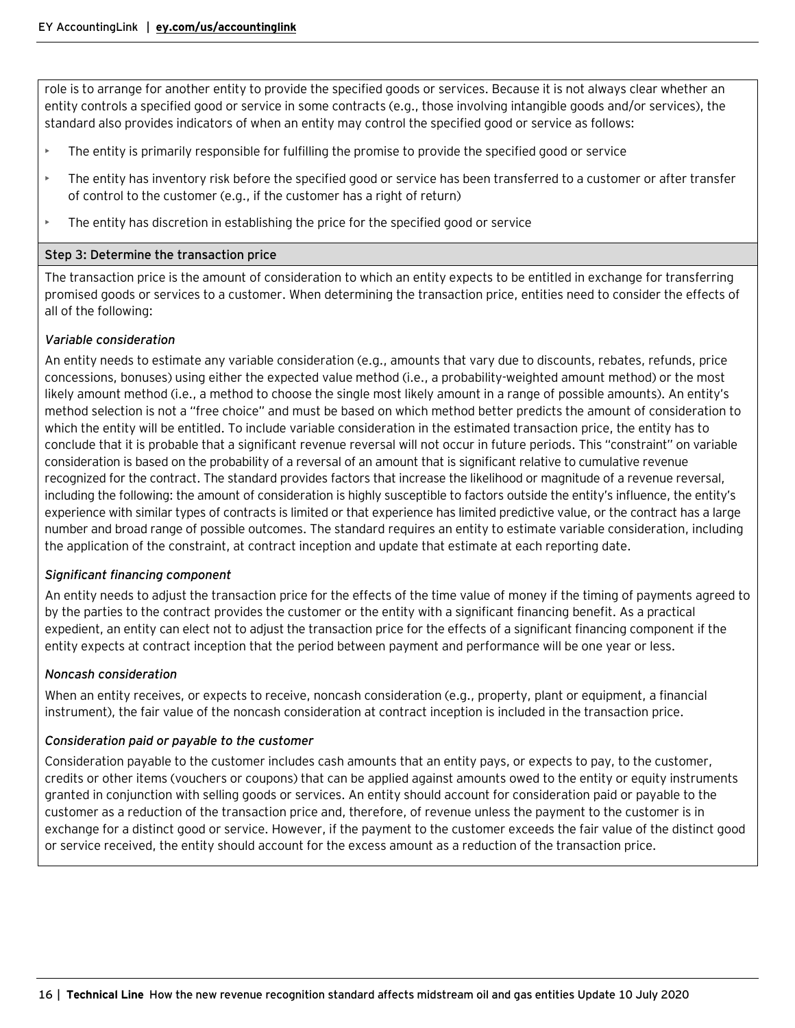role is to arrange for another entity to provide the specified goods or services. Because it is not always clear whether an entity controls a specified good or service in some contracts (e.g., those involving intangible goods and/or services), the standard also provides indicators of when an entity may control the specified good or service as follows:

- The entity is primarily responsible for fulfilling the promise to provide the specified good or service
- The entity has inventory risk before the specified good or service has been transferred to a customer or after transfer of control to the customer (e.g., if the customer has a right of return)
- The entity has discretion in establishing the price for the specified good or service

### Step 3: Determine the transaction price

The transaction price is the amount of consideration to which an entity expects to be entitled in exchange for transferring promised goods or services to a customer. When determining the transaction price, entities need to consider the effects of all of the following:

*Variable consideration*

An entity needs to estimate any variable consideration (e.g., amounts that vary due to discounts, rebates, refunds, price concessions, bonuses) using either the expected value method (i.e., a probability-weighted amount method) or the most likely amount method (i.e., a method to choose the single most likely amount in a range of possible amounts). An entity's method selection is not a "free choice" and must be based on which method better predicts the amount of consideration to which the entity will be entitled. To include variable consideration in the estimated transaction price, the entity has to conclude that it is probable that a significant revenue reversal will not occur in future periods. This "constraint" on variable consideration is based on the probability of a reversal of an amount that is significant relative to cumulative revenue recognized for the contract. The standard provides factors that increase the likelihood or magnitude of a revenue reversal, including the following: the amount of consideration is highly susceptible to factors outside the entity's influence, the entity's experience with similar types of contracts is limited or that experience has limited predictive value, or the contract has a large number and broad range of possible outcomes. The standard requires an entity to estimate variable consideration, including the application of the constraint, at contract inception and update that estimate at each reporting date.

*Significant financing component*

An entity needs to adjust the transaction price for the effects of the time value of money if the timing of payments agreed to by the parties to the contract provides the customer or the entity with a significant financing benefit. As a practical expedient, an entity can elect not to adjust the transaction price for the effects of a significant financing component if the entity expects at contract inception that the period between payment and performance will be one year or less.

*Noncash consideration*

When an entity receives, or expects to receive, noncash consideration (e.g., property, plant or equipment, a financial instrument), the fair value of the noncash consideration at contract inception is included in the transaction price.

*Consideration paid or payable to the customer*

Consideration payable to the customer includes cash amounts that an entity pays, or expects to pay, to the customer, credits or other items (vouchers or coupons) that can be applied against amounts owed to the entity or equity instruments granted in conjunction with selling goods or services. An entity should account for consideration paid or payable to the customer as a reduction of the transaction price and, therefore, of revenue unless the payment to the customer is in exchange for a distinct good or service. However, if the payment to the customer exceeds the fair value of the distinct good or service received, the entity should account for the excess amount as a reduction of the transaction price.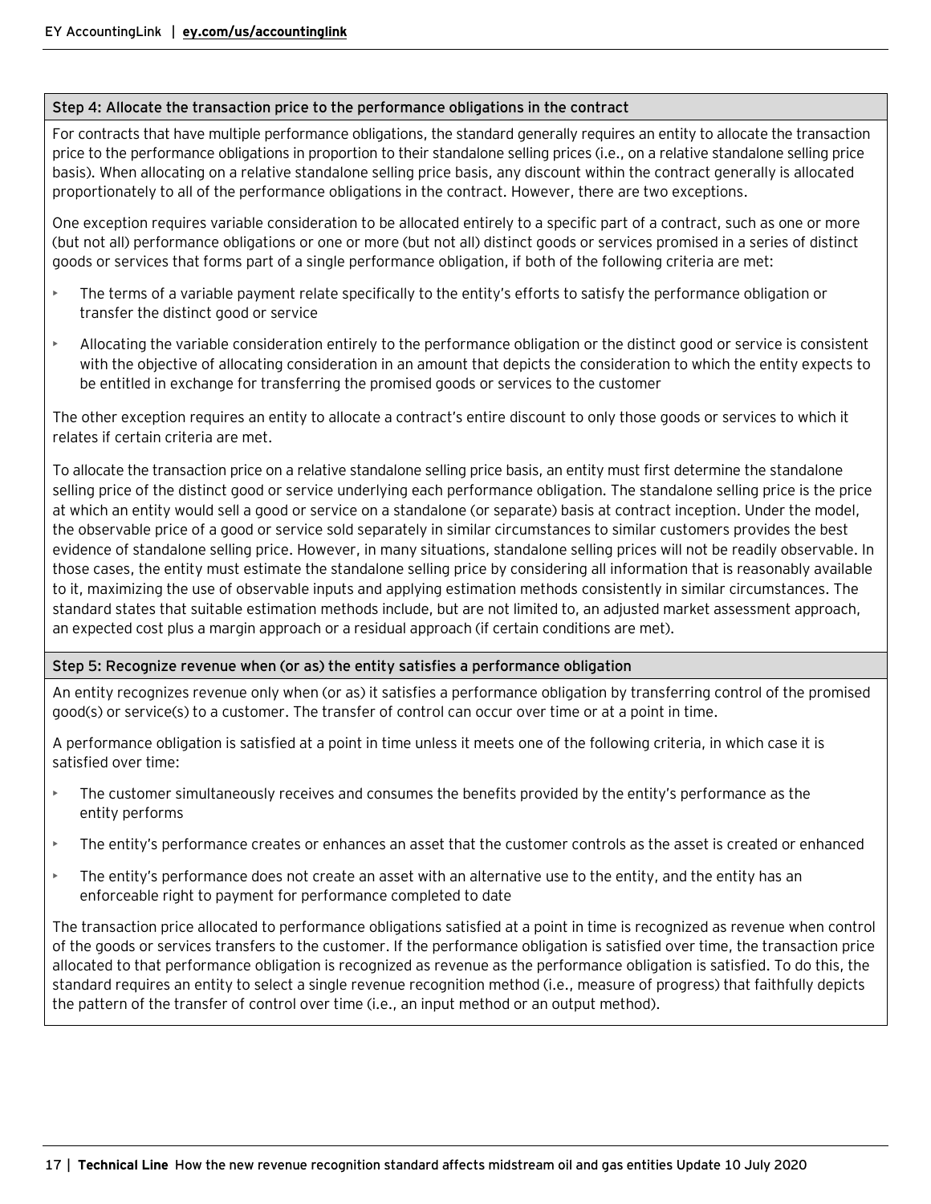### Step 4: Allocate the transaction price to the performance obligations in the contract

For contracts that have multiple performance obligations, the standard generally requires an entity to allocate the transaction price to the performance obligations in proportion to their standalone selling prices (i.e., on a relative standalone selling price basis). When allocating on a relative standalone selling price basis, any discount within the contract generally is allocated proportionately to all of the performance obligations in the contract. However, there are two exceptions.

One exception requires variable consideration to be allocated entirely to a specific part of a contract, such as one or more (but not all) performance obligations or one or more (but not all) distinct goods or services promised in a series of distinct goods or services that forms part of a single performance obligation, if both of the following criteria are met:

- The terms of a variable payment relate specifically to the entity's efforts to satisfy the performance obligation or transfer the distinct good or service
- Allocating the variable consideration entirely to the performance obligation or the distinct good or service is consistent with the objective of allocating consideration in an amount that depicts the consideration to which the entity expects to be entitled in exchange for transferring the promised goods or services to the customer

The other exception requires an entity to allocate a contract's entire discount to only those goods or services to which it relates if certain criteria are met.

To allocate the transaction price on a relative standalone selling price basis, an entity must first determine the standalone selling price of the distinct good or service underlying each performance obligation. The standalone selling price is the price at which an entity would sell a good or service on a standalone (or separate) basis at contract inception. Under the model, the observable price of a good or service sold separately in similar circumstances to similar customers provides the best evidence of standalone selling price. However, in many situations, standalone selling prices will not be readily observable. In those cases, the entity must estimate the standalone selling price by considering all information that is reasonably available to it, maximizing the use of observable inputs and applying estimation methods consistently in similar circumstances. The standard states that suitable estimation methods include, but are not limited to, an adjusted market assessment approach, an expected cost plus a margin approach or a residual approach (if certain conditions are met).

### Step 5: Recognize revenue when (or as) the entity satisfies a performance obligation

An entity recognizes revenue only when (or as) it satisfies a performance obligation by transferring control of the promised good(s) or service(s) to a customer. The transfer of control can occur over time or at a point in time.

A performance obligation is satisfied at a point in time unless it meets one of the following criteria, in which case it is satisfied over time:

- The customer simultaneously receives and consumes the benefits provided by the entity's performance as the entity performs
- The entity's performance creates or enhances an asset that the customer controls as the asset is created or enhanced
- The entity's performance does not create an asset with an alternative use to the entity, and the entity has an enforceable right to payment for performance completed to date

The transaction price allocated to performance obligations satisfied at a point in time is recognized as revenue when control of the goods or services transfers to the customer. If the performance obligation is satisfied over time, the transaction price allocated to that performance obligation is recognized as revenue as the performance obligation is satisfied. To do this, the standard requires an entity to select a single revenue recognition method (i.e., measure of progress) that faithfully depicts the pattern of the transfer of control over time (i.e., an input method or an output method).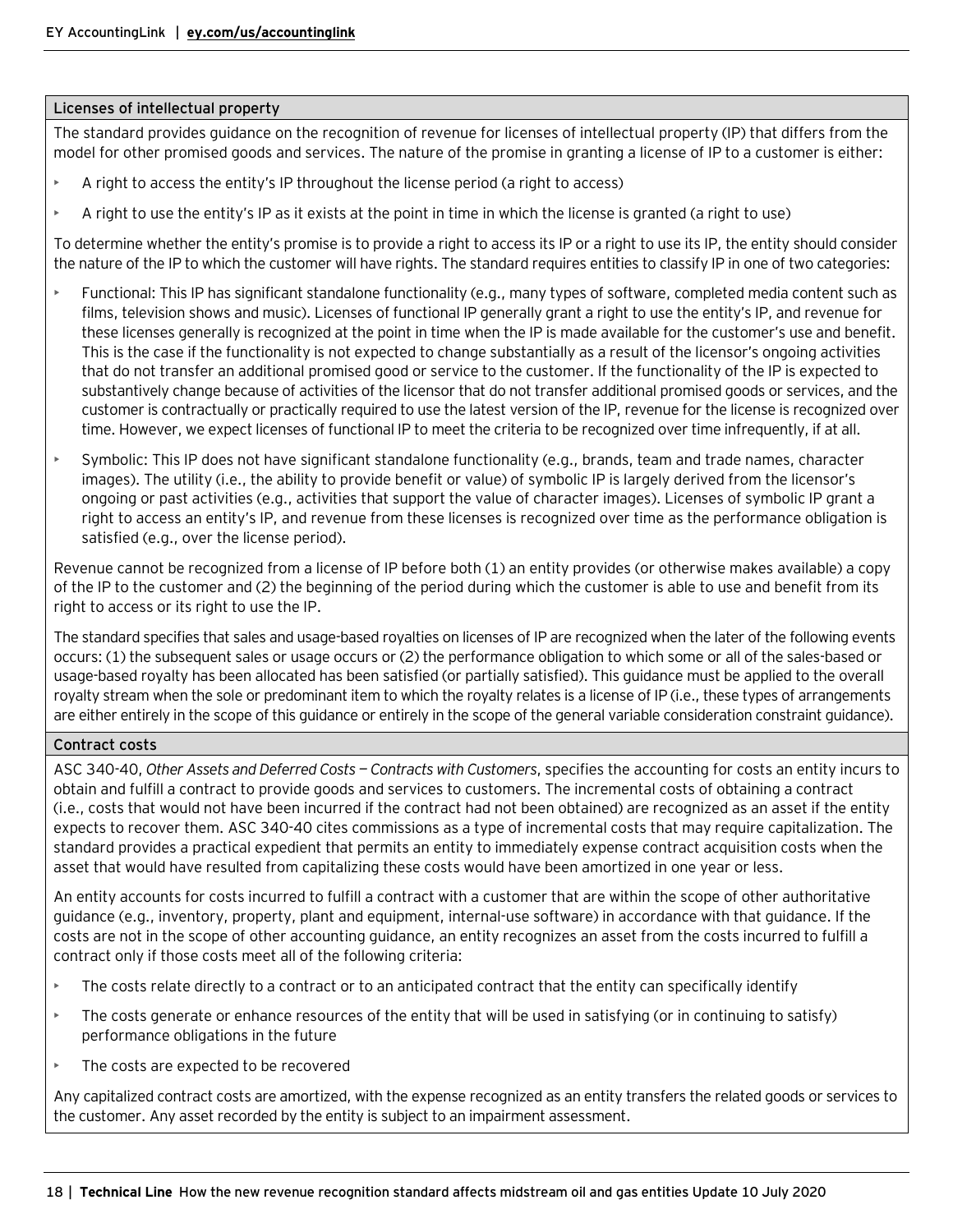### Licenses of intellectual property

The standard provides guidance on the recognition of revenue for licenses of intellectual property (IP) that differs from the model for other promised goods and services. The nature of the promise in granting a license of IP to a customer is either:

- A right to access the entity's IP throughout the license period (a right to access)
- A right to use the entity's IP as it exists at the point in time in which the license is granted (a right to use)

To determine whether the entity's promise is to provide a right to access its IP or a right to use its IP, the entity should consider the nature of the IP to which the customer will have rights. The standard requires entities to classify IP in one of two categories:

- Functional: This IP has significant standalone functionality (e.g., many types of software, completed media content such as films, television shows and music). Licenses of functional IP generally grant a right to use the entity's IP, and revenue for these licenses generally is recognized at the point in time when the IP is made available for the customer's use and benefit. This is the case if the functionality is not expected to change substantially as a result of the licensor's ongoing activities that do not transfer an additional promised good or service to the customer. If the functionality of the IP is expected to substantively change because of activities of the licensor that do not transfer additional promised goods or services, and the customer is contractually or practically required to use the latest version of the IP, revenue for the license is recognized over time. However, we expect licenses of functional IP to meet the criteria to be recognized over time infrequently, if at all.
- Symbolic: This IP does not have significant standalone functionality (e.g., brands, team and trade names, character images). The utility (i.e., the ability to provide benefit or value) of symbolic IP is largely derived from the licensor's ongoing or past activities (e.g., activities that support the value of character images). Licenses of symbolic IP grant a right to access an entity's IP, and revenue from these licenses is recognized over time as the performance obligation is satisfied (e.g., over the license period).

Revenue cannot be recognized from a license of IP before both (1) an entity provides (or otherwise makes available) a copy of the IP to the customer and (2) the beginning of the period during which the customer is able to use and benefit from its right to access or its right to use the IP.

The standard specifies that sales and usage-based royalties on licenses of IP are recognized when the later of the following events occurs: (1) the subsequent sales or usage occurs or (2) the performance obligation to which some or all of the sales-based or usage-based royalty has been allocated has been satisfied (or partially satisfied). This guidance must be applied to the overall royalty stream when the sole or predominant item to which the royalty relates is a license of IP (i.e., these types of arrangements are either entirely in the scope of this guidance or entirely in the scope of the general variable consideration constraint guidance).

### Contract costs

ASC 340-40, *Other Assets and Deferred Costs — Contracts with Customers*, specifies the accounting for costs an entity incurs to obtain and fulfill a contract to provide goods and services to customers. The incremental costs of obtaining a contract (i.e., costs that would not have been incurred if the contract had not been obtained) are recognized as an asset if the entity expects to recover them. ASC 340-40 cites commissions as a type of incremental costs that may require capitalization. The standard provides a practical expedient that permits an entity to immediately expense contract acquisition costs when the asset that would have resulted from capitalizing these costs would have been amortized in one year or less.

An entity accounts for costs incurred to fulfill a contract with a customer that are within the scope of other authoritative guidance (e.g., inventory, property, plant and equipment, internal-use software) in accordance with that guidance. If the costs are not in the scope of other accounting guidance, an entity recognizes an asset from the costs incurred to fulfill a contract only if those costs meet all of the following criteria:

- The costs relate directly to a contract or to an anticipated contract that the entity can specifically identify
- The costs generate or enhance resources of the entity that will be used in satisfying (or in continuing to satisfy) performance obligations in the future
- The costs are expected to be recovered

Any capitalized contract costs are amortized, with the expense recognized as an entity transfers the related goods or services to the customer. Any asset recorded by the entity is subject to an impairment assessment.